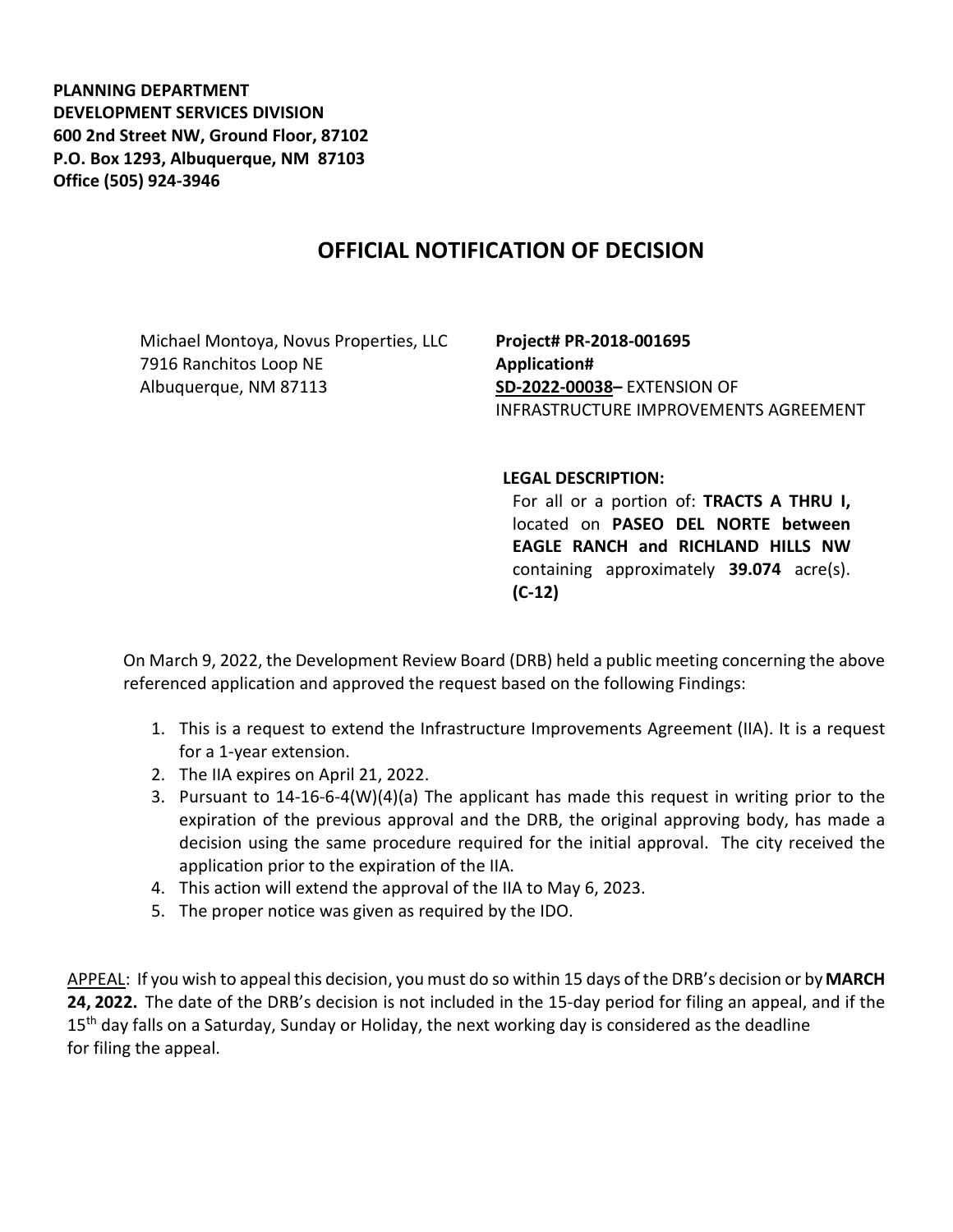**PLANNING DEPARTMENT**
**DEVELOPMENT SERVICES DIVISION**
**600 2nd Street NW, Ground Floor, 87102**
**P.O. Box 1293, Albuquerque, NM 87103**
**Office (505) 924-3946**

# OFFICIAL NOTIFICATION OF DECISION

Michael Montoya, Novus Properties, LLC
7916 Ranchitos Loop NE
Albuquerque, NM 87113

**Project# PR-2018-001695**
**Application#**
**SD-2022-00038–** EXTENSION OF INFRASTRUCTURE IMPROVEMENTS AGREEMENT

**LEGAL DESCRIPTION:**
For all or a portion of: **TRACTS A THRU I,** located on **PASEO DEL NORTE between EAGLE RANCH and RICHLAND HILLS NW** containing approximately **39.074** acre(s). **(C-12)**

On March 9, 2022, the Development Review Board (DRB) held a public meeting concerning the above referenced application and approved the request based on the following Findings:

1. This is a request to extend the Infrastructure Improvements Agreement (IIA). It is a request for a 1-year extension.
2. The IIA expires on April 21, 2022.
3. Pursuant to 14-16-6-4(W)(4)(a) The applicant has made this request in writing prior to the expiration of the previous approval and the DRB, the original approving body, has made a decision using the same procedure required for the initial approval. The city received the application prior to the expiration of the IIA.
4. This action will extend the approval of the IIA to May 6, 2023.
5. The proper notice was given as required by the IDO.

APPEAL: If you wish to appeal this decision, you must do so within 15 days of the DRB's decision or by **MARCH 24, 2022.** The date of the DRB's decision is not included in the 15-day period for filing an appeal, and if the 15th day falls on a Saturday, Sunday or Holiday, the next working day is considered as the deadline for filing the appeal.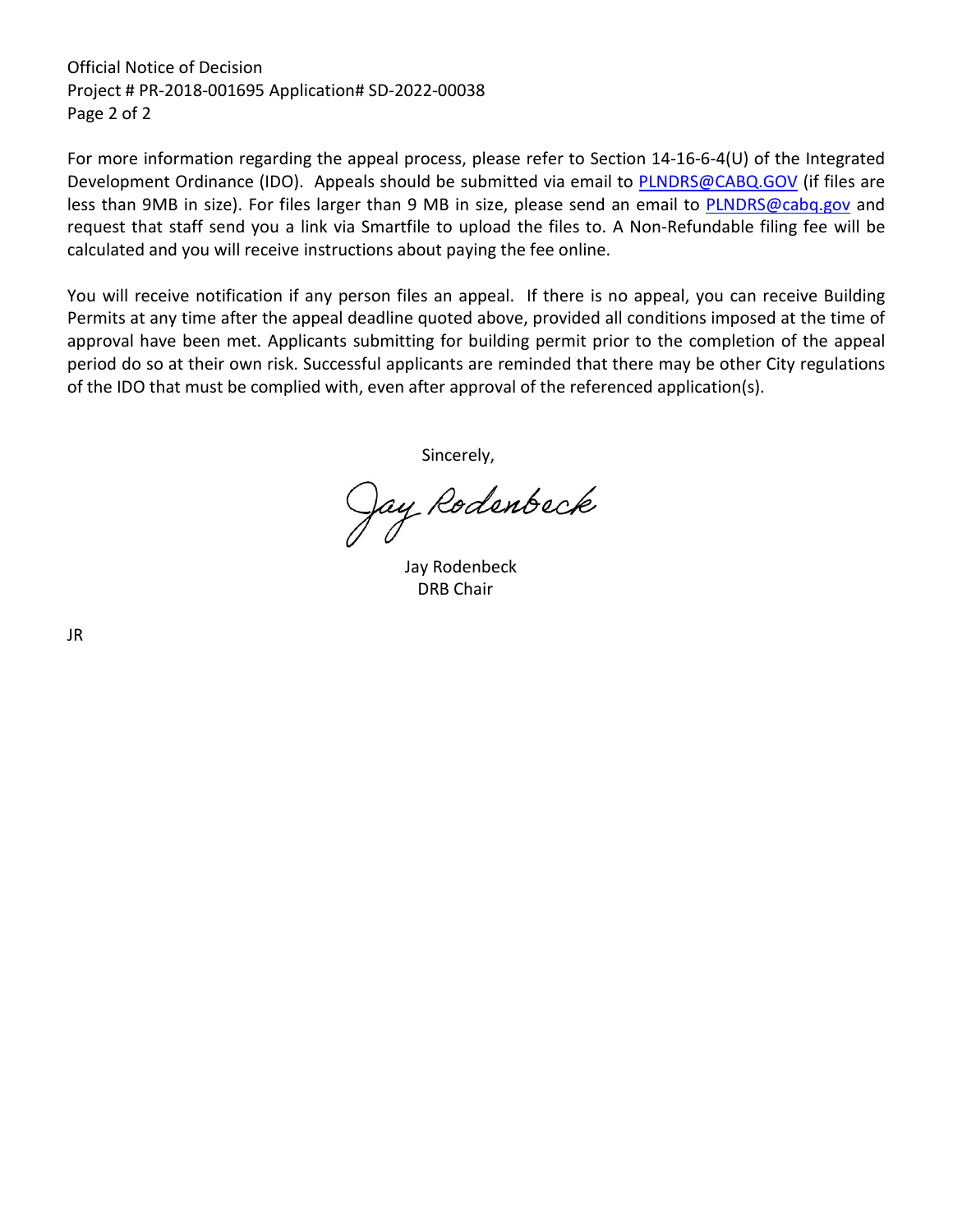For more information regarding the appeal process, please refer to Section 14-16-6-4(U) of the Integrated Development Ordinance (IDO). Appeals should be submitted via email to PLNDRS@CABQ.GOV (if files are less than 9MB in size). For files larger than 9 MB in size, please send an email to PLNDRS@cabq.gov and request that staff send you a link via Smartfile to upload the files to. A Non-Refundable filing fee will be calculated and you will receive instructions about paying the fee online.

You will receive notification if any person files an appeal. If there is no appeal, you can receive Building Permits at any time after the appeal deadline quoted above, provided all conditions imposed at the time of approval have been met. Applicants submitting for building permit prior to the completion of the appeal period do so at their own risk. Successful applicants are reminded that there may be other City regulations of the IDO that must be complied with, even after approval of the referenced application(s).

Sincerely,

Jay Rodenbeck

Jay Rodenbeck
DRB Chair

JR